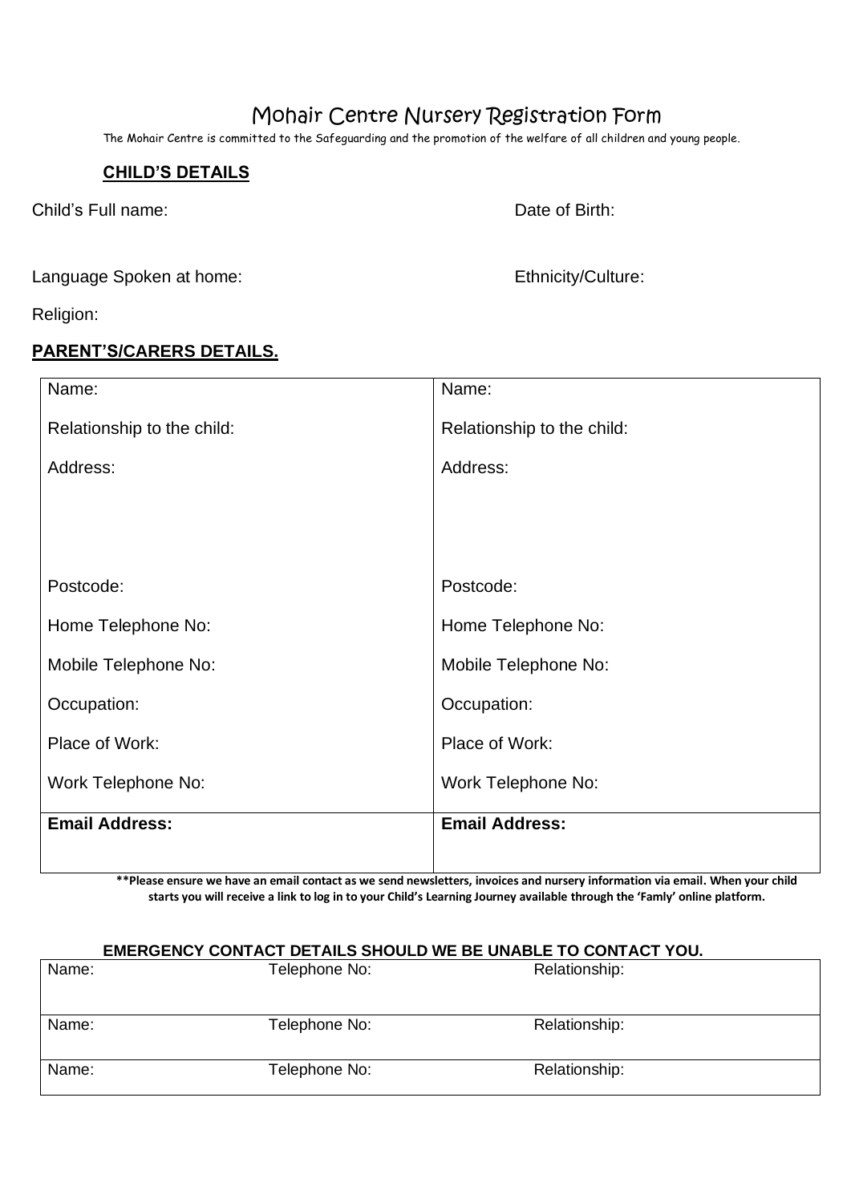# Mohair Centre Nursery Registration Form

The Mohair Centre is committed to the Safeguarding and the promotion of the welfare of all children and young people.

## CHILD'S DETAILS

Child's Full name: Date of Birth:

Language Spoken at home: Ethnicity/Culture:

Religion:

## PARENT'S/CARERS DETAILS.

| | |
|---|---|
| Name: | Name: |
| Relationship to the child: | Relationship to the child: |
| Address: | Address: |
| Postcode: | Postcode: |
| Home Telephone No: | Home Telephone No: |
| Mobile Telephone No: | Mobile Telephone No: |
| Occupation: | Occupation: |
| Place of Work: | Place of Work: |
| Work Telephone No: | Work Telephone No: |
| **Email Address:** | **Email Address:** |

**\*\*Please ensure we have an email contact as we send newsletters, invoices and nursery information via email. When your child starts you will receive a link to log in to your Child's Learning Journey available through the 'Famly' online platform.**

## EMERGENCY CONTACT DETAILS SHOULD WE BE UNABLE TO CONTACT YOU.

| | | |
|---|---|---|
| Name: | Telephone No: | Relationship: |
| Name: | Telephone No: | Relationship: |
| Name: | Telephone No: | Relationship: |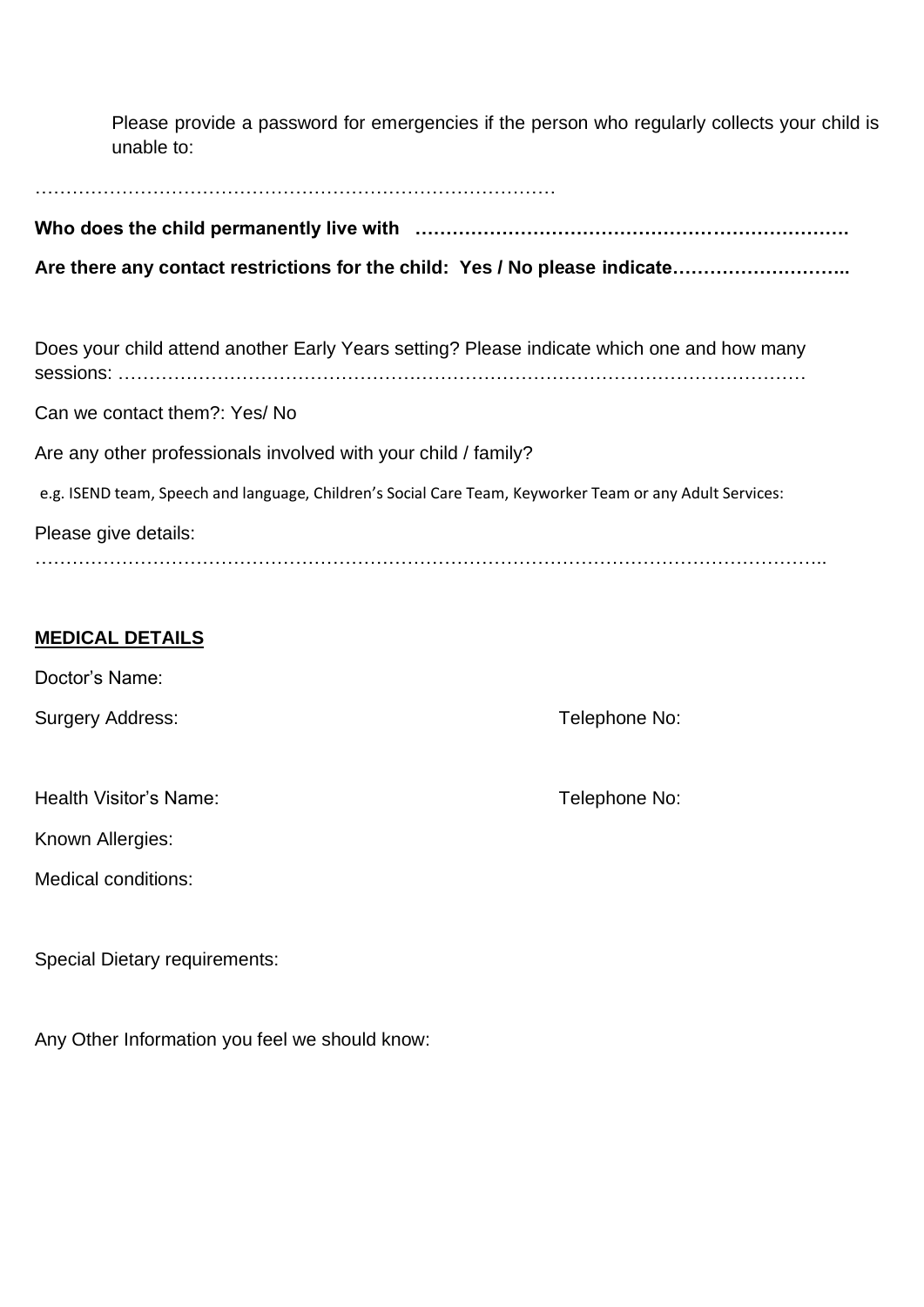Please provide a password for emergencies if the person who regularly collects your child is unable to:

…………………………………………………………………………

**Who does the child permanently live with ………………………………………………………………**

**Are there any contact restrictions for the child: Yes / No please indicate………………………..**

Does your child attend another Early Years setting? Please indicate which one and how many sessions: ………………………………………………………………………………………………

Can we contact them?: Yes/ No

Are any other professionals involved with your child / family?

e.g. ISEND team, Speech and language, Children's Social Care Team, Keyworker Team or any Adult Services:

Please give details:
……………………………………………………………………………………………………………..

## MEDICAL DETAILS

Doctor's Name:

Surgery Address: Telephone No:

Health Visitor's Name: Telephone No:

Known Allergies:

Medical conditions:

Special Dietary requirements:

Any Other Information you feel we should know: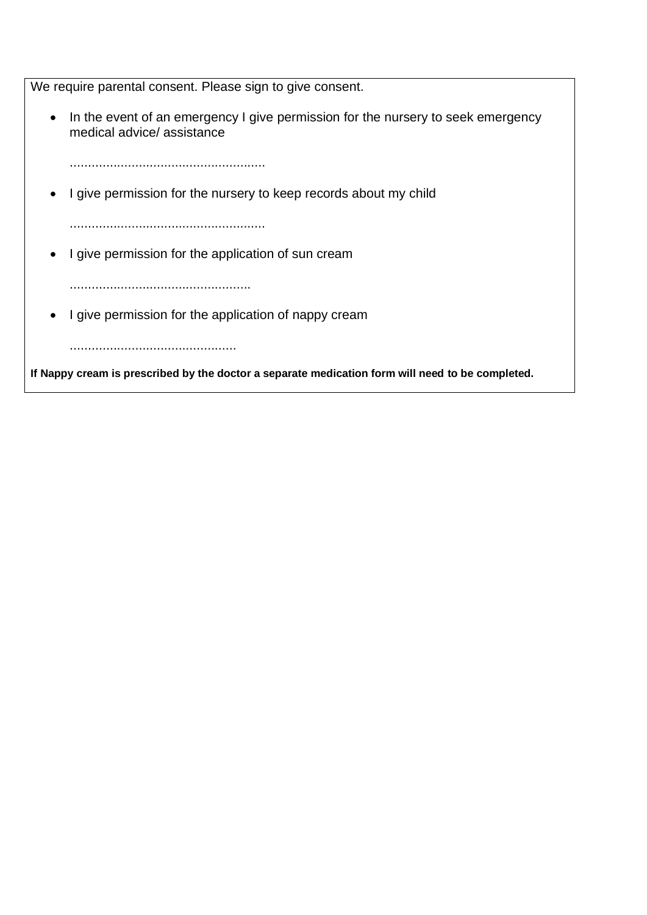We require parental consent. Please sign to give consent.

- In the event of an emergency I give permission for the nursery to seek emergency medical advice/ assistance

  ......................................................

- I give permission for the nursery to keep records about my child

  ......................................................

- I give permission for the application of sun cream

  .................................................

- I give permission for the application of nappy cream

  .............................................

**If Nappy cream is prescribed by the doctor a separate medication form will need to be completed.**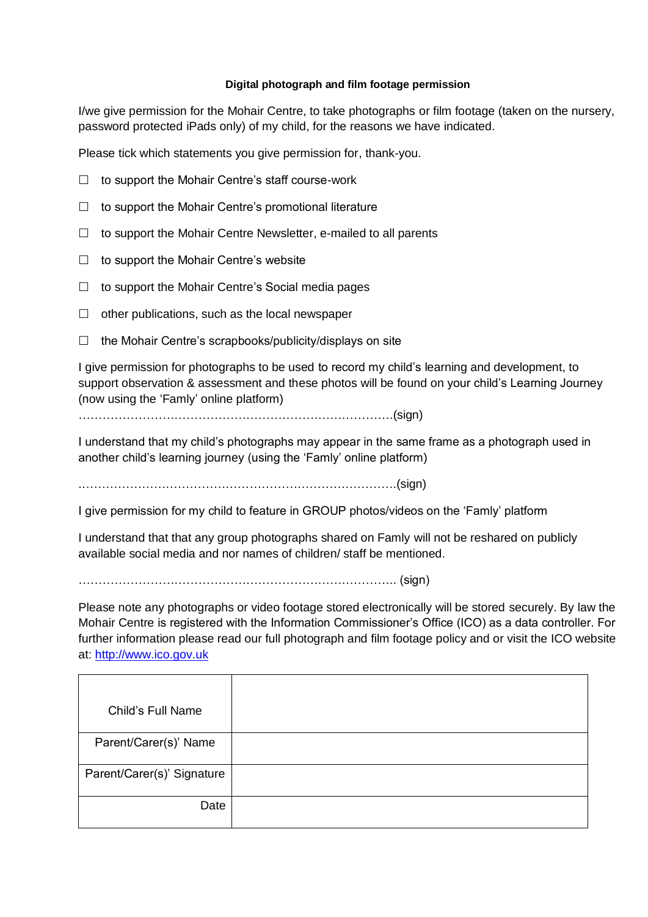**Digital photograph and film footage permission**

I/we give permission for the Mohair Centre, to take photographs or film footage (taken on the nursery, password protected iPads only) of my child, for the reasons we have indicated.

Please tick which statements you give permission for, thank-you.

☐ to support the Mohair Centre's staff course-work

☐ to support the Mohair Centre's promotional literature

☐ to support the Mohair Centre Newsletter, e-mailed to all parents

☐ to support the Mohair Centre's website

☐ to support the Mohair Centre's Social media pages

☐ other publications, such as the local newspaper

☐ the Mohair Centre's scrapbooks/publicity/displays on site

I give permission for photographs to be used to record my child's learning and development, to support observation & assessment and these photos will be found on your child's Learning Journey (now using the 'Famly' online platform)

…………………………………………………………………….(sign)

I understand that my child's photographs may appear in the same frame as a photograph used in another child's learning journey (using the 'Famly' online platform)

…………………………………………………………………….(sign)

I give permission for my child to feature in GROUP photos/videos on the 'Famly' platform

I understand that that any group photographs shared on Famly will not be reshared on publicly available social media and nor names of children/ staff be mentioned.

…………………………………………………………………….. (sign)

Please note any photographs or video footage stored electronically will be stored securely. By law the Mohair Centre is registered with the Information Commissioner's Office (ICO) as a data controller. For further information please read our full photograph and film footage policy and or visit the ICO website at: http://www.ico.gov.uk

| | |
|---|---|
| Child's Full Name | |
| Parent/Carer(s)' Name | |
| Parent/Carer(s)' Signature | |
| Date | |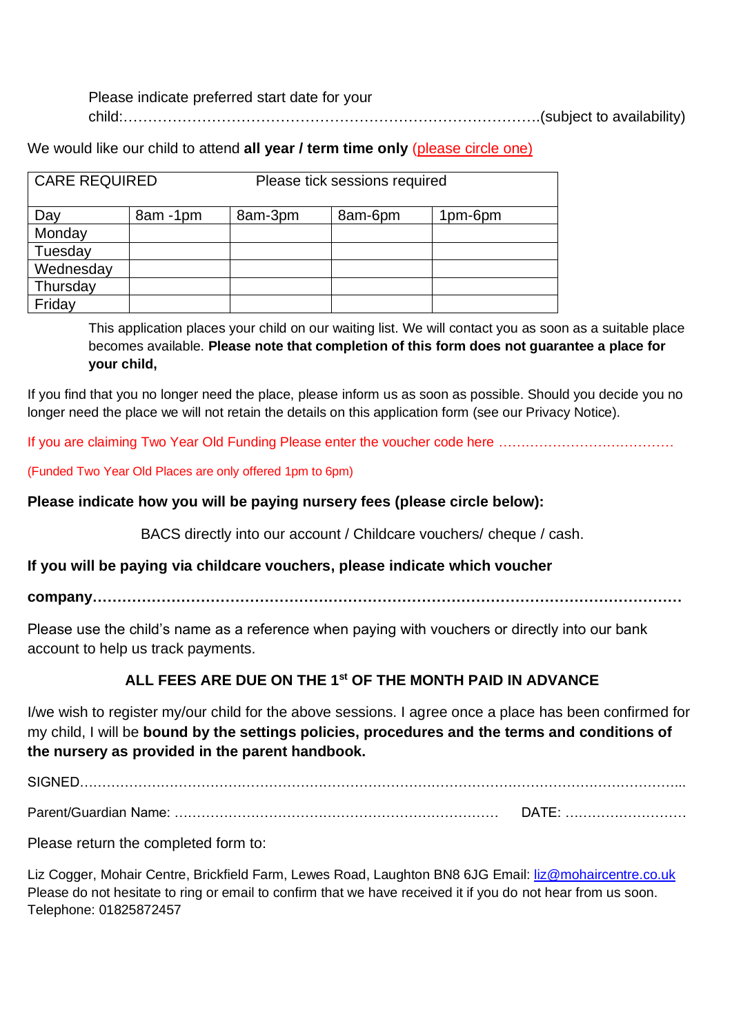Please indicate preferred start date for your child:…………………………………………………………………….(subject to availability)

We would like our child to attend **all year / term time only** (please circle one)

| CARE REQUIRED | Please tick sessions required | | | |
|---|---|---|---|---|
| Day | 8am -1pm | 8am-3pm | 8am-6pm | 1pm-6pm |
| Monday | | | | |
| Tuesday | | | | |
| Wednesday | | | | |
| Thursday | | | | |
| Friday | | | | |

This application places your child on our waiting list. We will contact you as soon as a suitable place becomes available. **Please note that completion of this form does not guarantee a place for your child,**

If you find that you no longer need the place, please inform us as soon as possible. Should you decide you no longer need the place we will not retain the details on this application form (see our Privacy Notice).

If you are claiming Two Year Old Funding Please enter the voucher code here …………………………………

(Funded Two Year Old Places are only offered 1pm to 6pm)

**Please indicate how you will be paying nursery fees (please circle below):**

BACS directly into our account / Childcare vouchers/ cheque / cash.

**If you will be paying via childcare vouchers, please indicate which voucher company……………………………………………………………………………………………………**

Please use the child's name as a reference when paying with vouchers or directly into our bank account to help us track payments.

**ALL FEES ARE DUE ON THE 1st OF THE MONTH PAID IN ADVANCE**

I/we wish to register my/our child for the above sessions. I agree once a place has been confirmed for my child, I will be **bound by the settings policies, procedures and the terms and conditions of the nursery as provided in the parent handbook.**

SIGNED…………………………………………………………………………………………………………...

Parent/Guardian Name: ……………………………………………………………… DATE: ………………………

Please return the completed form to:

Liz Cogger, Mohair Centre, Brickfield Farm, Lewes Road, Laughton BN8 6JG Email: liz@mohaircentre.co.uk
Please do not hesitate to ring or email to confirm that we have received it if you do not hear from us soon.
Telephone: 01825872457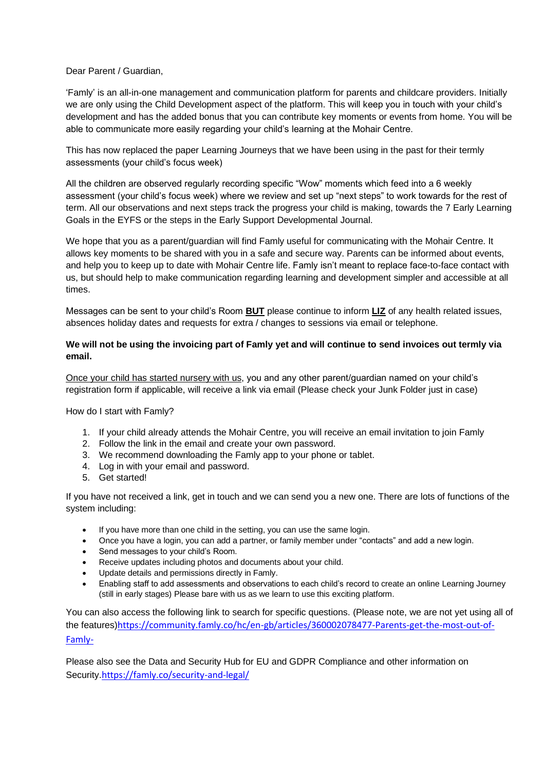Dear Parent / Guardian,

'Famly' is an all-in-one management and communication platform for parents and childcare providers. Initially we are only using the Child Development aspect of the platform. This will keep you in touch with your child's development and has the added bonus that you can contribute key moments or events from home. You will be able to communicate more easily regarding your child's learning at the Mohair Centre.

This has now replaced the paper Learning Journeys that we have been using in the past for their termly assessments (your child's focus week)

All the children are observed regularly recording specific "Wow" moments which feed into a 6 weekly assessment (your child's focus week) where we review and set up "next steps" to work towards for the rest of term. All our observations and next steps track the progress your child is making, towards the 7 Early Learning Goals in the EYFS or the steps in the Early Support Developmental Journal.

We hope that you as a parent/guardian will find Famly useful for communicating with the Mohair Centre. It allows key moments to be shared with you in a safe and secure way. Parents can be informed about events, and help you to keep up to date with Mohair Centre life. Famly isn't meant to replace face-to-face contact with us, but should help to make communication regarding learning and development simpler and accessible at all times.

Messages can be sent to your child's Room **BUT** please continue to inform **LIZ** of any health related issues, absences holiday dates and requests for extra / changes to sessions via email or telephone.

**We will not be using the invoicing part of Famly yet and will continue to send invoices out termly via email.**

Once your child has started nursery with us, you and any other parent/guardian named on your child's registration form if applicable, will receive a link via email (Please check your Junk Folder just in case)

How do I start with Famly?

1. If your child already attends the Mohair Centre, you will receive an email invitation to join Famly
2. Follow the link in the email and create your own password.
3. We recommend downloading the Famly app to your phone or tablet.
4. Log in with your email and password.
5. Get started!

If you have not received a link, get in touch and we can send you a new one. There are lots of functions of the system including:

- If you have more than one child in the setting, you can use the same login.
- Once you have a login, you can add a partner, or family member under "contacts" and add a new login.
- Send messages to your child's Room.
- Receive updates including photos and documents about your child.
- Update details and permissions directly in Famly.
- Enabling staff to add assessments and observations to each child's record to create an online Learning Journey (still in early stages) Please bare with us as we learn to use this exciting platform.

You can also access the following link to search for specific questions. (Please note, we are not yet using all of the features)https://community.famly.co/hc/en-gb/articles/360002078477-Parents-get-the-most-out-of-Famly-

Please also see the Data and Security Hub for EU and GDPR Compliance and other information on Security.https://famly.co/security-and-legal/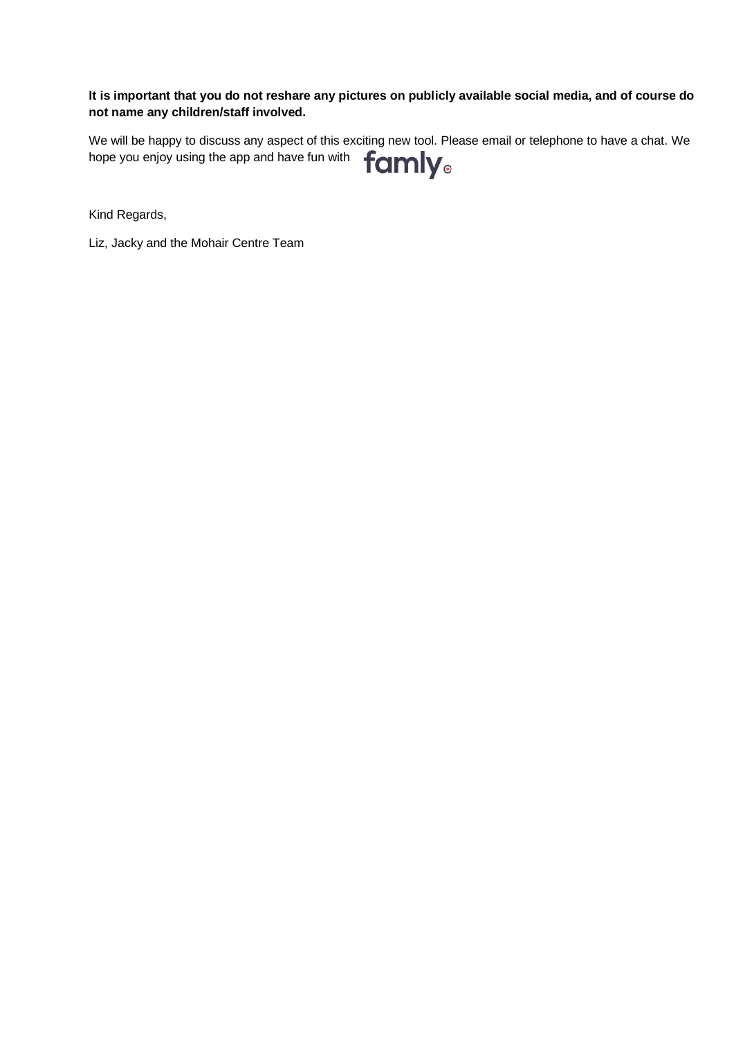**It is important that you do not reshare any pictures on publicly available social media, and of course do not name any children/staff involved.**

We will be happy to discuss any aspect of this exciting new tool. Please email or telephone to have a chat. We hope you enjoy using the app and have fun with famly

Kind Regards,

Liz, Jacky and the Mohair Centre Team